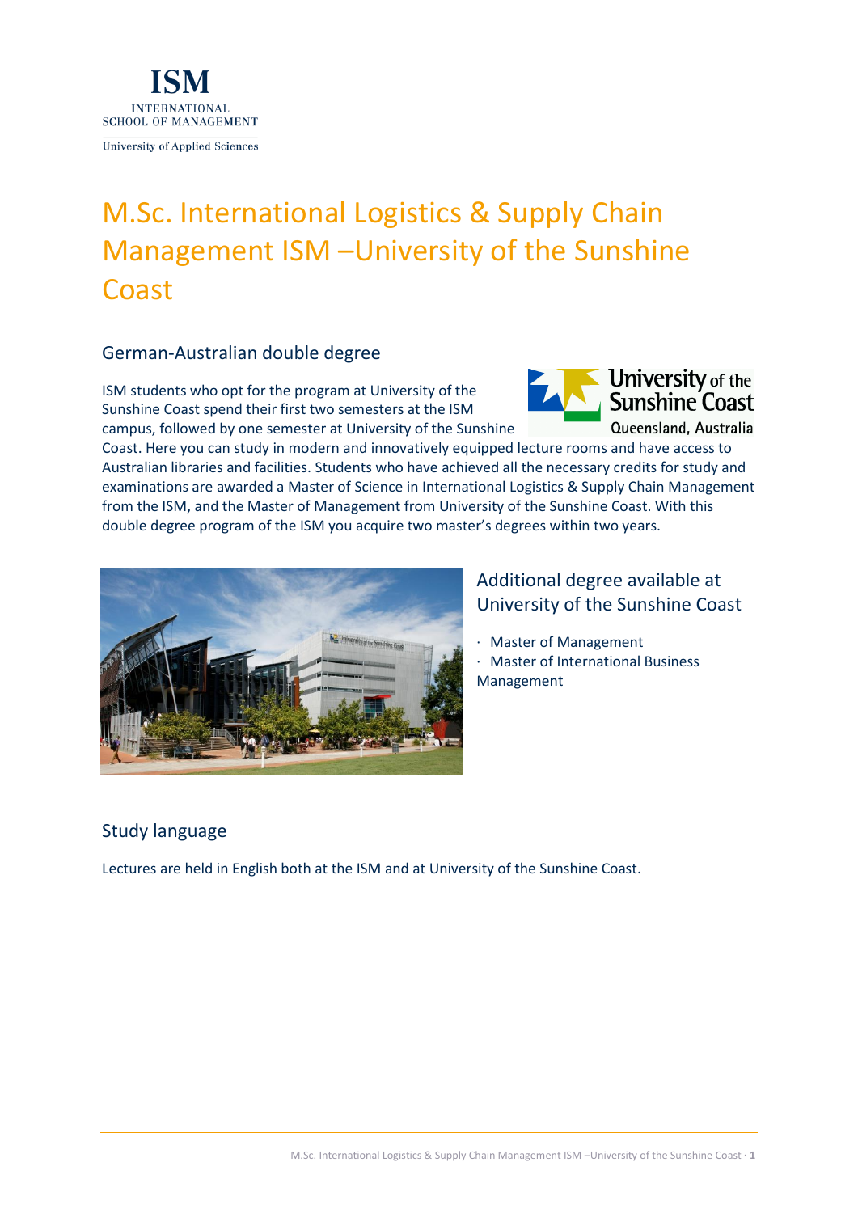# M.Sc. International Logistics & Supply Chain Management ISM –University of the Sunshine Coast

## German-Australian double degree

ISM students who opt for the program at University of the Sunshine Coast spend their first two semesters at the ISM campus, followed by one semester at University of the Sunshine Coast. Here you can study in modern and innovatively equipped lecture rooms and have access to Australian libraries and facilities. Students who have achieved all the necessary credits for study and examinations are awarded a Master of Science in International Logistics & Supply Chain Management from the ISM, and the Master of Management from University of the Sunshine Coast. With this double degree program of the ISM you acquire two master's degrees within two years.

## Additional degree available at University of the Sunshine Coast

- Master of Management
- Master of International Business Management

## Study language

Lectures are held in English both at the ISM and at University of the Sunshine Coast.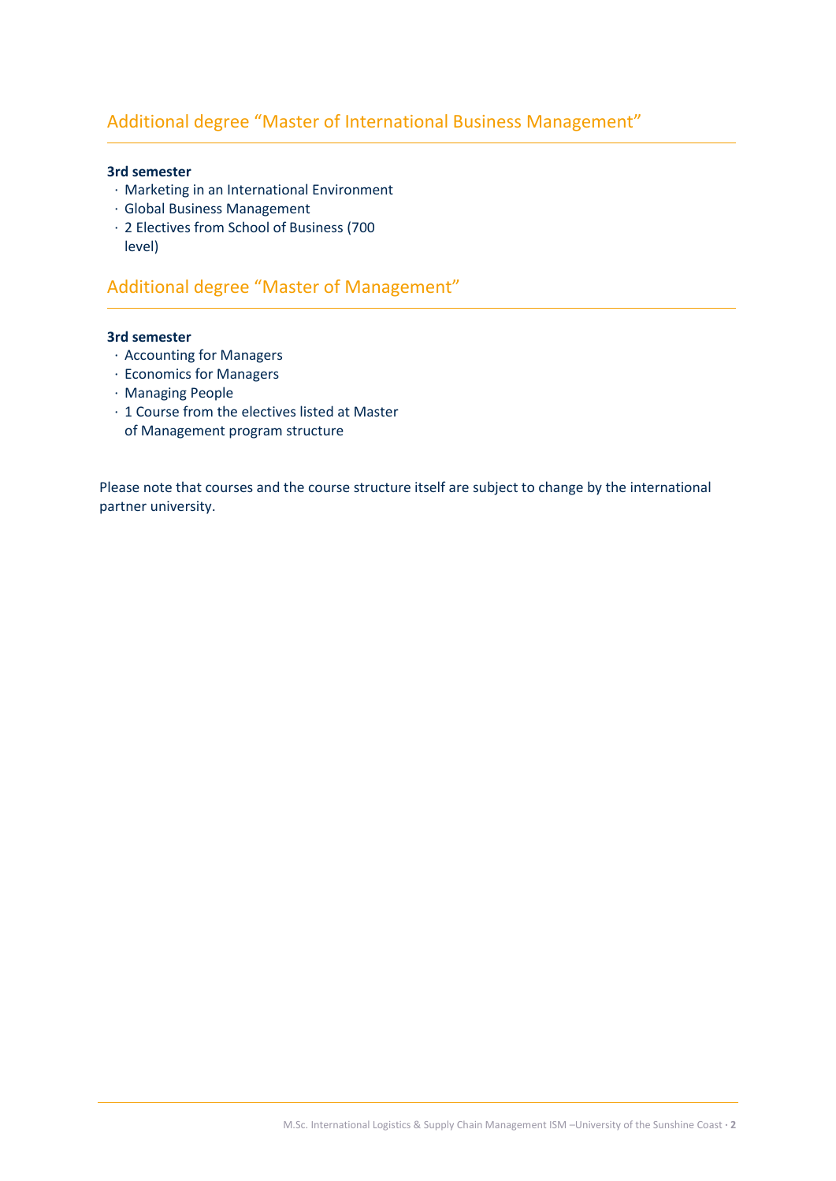## Additional degree "Master of International Business Management"

**3rd semester**

- Marketing in an International Environment
- Global Business Management
- 2 Electives from School of Business (700 level)

## Additional degree "Master of Management"

**3rd semester**

- Accounting for Managers
- Economics for Managers
- Managing People
- 1 Course from the electives listed at Master of Management program structure

Please note that courses and the course structure itself are subject to change by the international partner university.